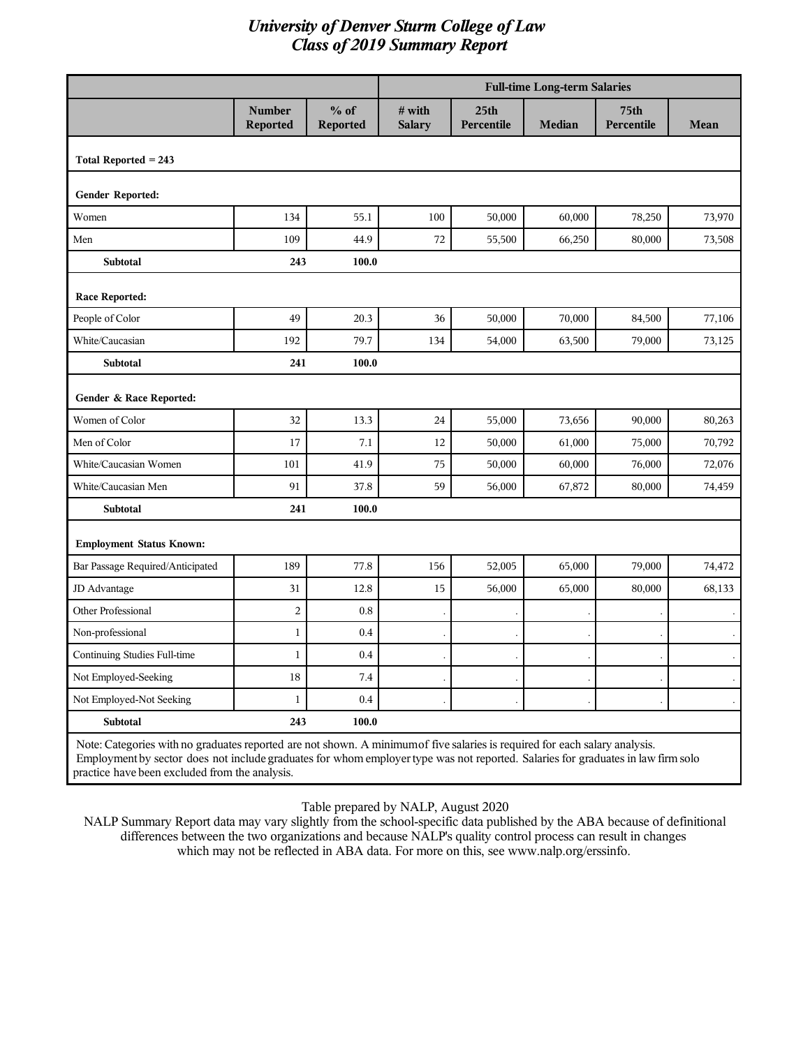# University of Denver Sturm College of Law
## Class of 2019 Summary Report

| | | | Full-time Long-term Salaries | | | | |
|---|---|---|---|---|---|---|---|
| | Number Reported | % of Reported | # with Salary | 25th Percentile | Median | 75th Percentile | Mean |
| **Total Reported = 243** | | | | | | | |
| **Gender Reported:** | | | | | | | |
| Women | 134 | 55.1 | 100 | 50,000 | 60,000 | 78,250 | 73,970 |
| Men | 109 | 44.9 | 72 | 55,500 | 66,250 | 80,000 | 73,508 |
| **Subtotal** | **243** | **100.0** | | | | | |
| **Race Reported:** | | | | | | | |
| People of Color | 49 | 20.3 | 36 | 50,000 | 70,000 | 84,500 | 77,106 |
| White/Caucasian | 192 | 79.7 | 134 | 54,000 | 63,500 | 79,000 | 73,125 |
| **Subtotal** | **241** | **100.0** | | | | | |
| **Gender & Race Reported:** | | | | | | | |
| Women of Color | 32 | 13.3 | 24 | 55,000 | 73,656 | 90,000 | 80,263 |
| Men of Color | 17 | 7.1 | 12 | 50,000 | 61,000 | 75,000 | 70,792 |
| White/Caucasian Women | 101 | 41.9 | 75 | 50,000 | 60,000 | 76,000 | 72,076 |
| White/Caucasian Men | 91 | 37.8 | 59 | 56,000 | 67,872 | 80,000 | 74,459 |
| **Subtotal** | **241** | **100.0** | | | | | |
| **Employment Status Known:** | | | | | | | |
| Bar Passage Required/Anticipated | 189 | 77.8 | 156 | 52,005 | 65,000 | 79,000 | 74,472 |
| JD Advantage | 31 | 12.8 | 15 | 56,000 | 65,000 | 80,000 | 68,133 |
| Other Professional | 2 | 0.8 | . | . | . | . | . |
| Non-professional | 1 | 0.4 | . | . | . | . | . |
| Continuing Studies Full-time | 1 | 0.4 | . | . | . | . | . |
| Not Employed-Seeking | 18 | 7.4 | . | . | . | . | . |
| Not Employed-Not Seeking | 1 | 0.4 | . | . | . | . | . |
| **Subtotal** | **243** | **100.0** | | | | | |

Note: Categories with no graduates reported are not shown. A minimum of five salaries is required for each salary analysis. Employment by sector does not include graduates for whom employer type was not reported. Salaries for graduates in law firm solo practice have been excluded from the analysis.

Table prepared by NALP, August 2020

NALP Summary Report data may vary slightly from the school-specific data published by the ABA because of definitional differences between the two organizations and because NALP's quality control process can result in changes which may not be reflected in ABA data. For more on this, see www.nalp.org/erssinfo.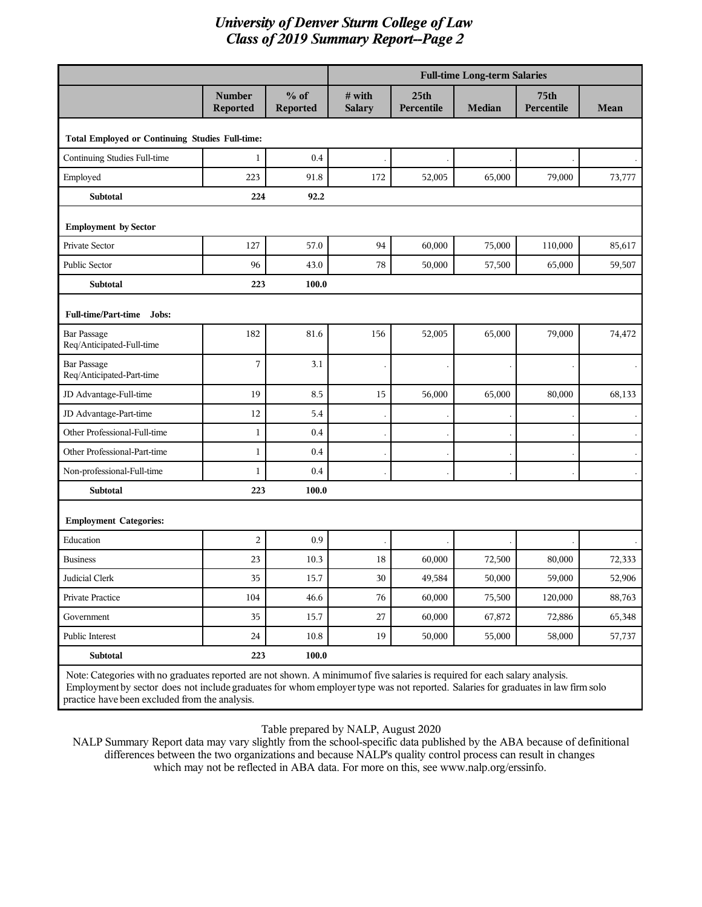# University of Denver Sturm College of Law
## Class of 2019 Summary Report--Page 2

| | Number Reported | % of Reported | Full-time Long-term Salaries | | | | |
|---|---|---|---|---|---|---|---|
| | | | # with Salary | 25th Percentile | Median | 75th Percentile | Mean |
| **Total Employed or Continuing Studies Full-time:** | | | | | | | |
| Continuing Studies Full-time | 1 | 0.4 | . | . | . | . | . |
| Employed | 223 | 91.8 | 172 | 52,005 | 65,000 | 79,000 | 73,777 |
| **Subtotal** | **224** | **92.2** | | | | | |
| **Employment by Sector** | | | | | | | |
| Private Sector | 127 | 57.0 | 94 | 60,000 | 75,000 | 110,000 | 85,617 |
| Public Sector | 96 | 43.0 | 78 | 50,000 | 57,500 | 65,000 | 59,507 |
| **Subtotal** | **223** | **100.0** | | | | | |
| **Full-time/Part-time Jobs:** | | | | | | | |
| Bar Passage Req/Anticipated-Full-time | 182 | 81.6 | 156 | 52,005 | 65,000 | 79,000 | 74,472 |
| Bar Passage Req/Anticipated-Part-time | 7 | 3.1 | . | . | . | . | . |
| JD Advantage-Full-time | 19 | 8.5 | 15 | 56,000 | 65,000 | 80,000 | 68,133 |
| JD Advantage-Part-time | 12 | 5.4 | . | . | . | . | . |
| Other Professional-Full-time | 1 | 0.4 | . | . | . | . | . |
| Other Professional-Part-time | 1 | 0.4 | . | . | . | . | . |
| Non-professional-Full-time | 1 | 0.4 | . | . | . | . | . |
| **Subtotal** | **223** | **100.0** | | | | | |
| **Employment Categories:** | | | | | | | |
| Education | 2 | 0.9 | . | . | . | . | . |
| Business | 23 | 10.3 | 18 | 60,000 | 72,500 | 80,000 | 72,333 |
| Judicial Clerk | 35 | 15.7 | 30 | 49,584 | 50,000 | 59,000 | 52,906 |
| Private Practice | 104 | 46.6 | 76 | 60,000 | 75,500 | 120,000 | 88,763 |
| Government | 35 | 15.7 | 27 | 60,000 | 67,872 | 72,886 | 65,348 |
| Public Interest | 24 | 10.8 | 19 | 50,000 | 55,000 | 58,000 | 57,737 |
| **Subtotal** | **223** | **100.0** | | | | | |

Note: Categories with no graduates reported are not shown. A minimum of five salaries is required for each salary analysis. Employment by sector does not include graduates for whom employer type was not reported. Salaries for graduates in law firm solo practice have been excluded from the analysis.

Table prepared by NALP, August 2020

NALP Summary Report data may vary slightly from the school-specific data published by the ABA because of definitional differences between the two organizations and because NALP's quality control process can result in changes which may not be reflected in ABA data. For more on this, see www.nalp.org/erssinfo.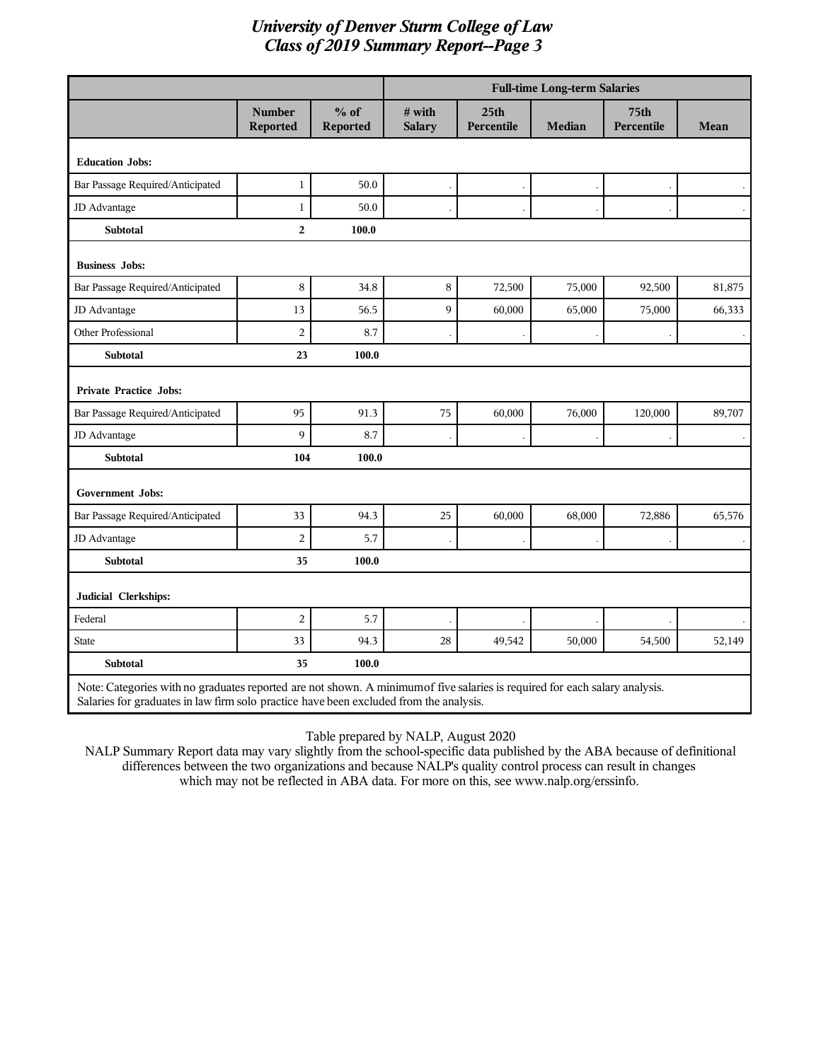# University of Denver Sturm College of Law
## Class of 2019 Summary Report--Page 3

| | | | Full-time Long-term Salaries | | | | |
|---|---|---|---|---|---|---|---|
| | **Number Reported** | **% of Reported** | **# with Salary** | **25th Percentile** | **Median** | **75th Percentile** | **Mean** |
| **Education Jobs:** | | | | | | | |
| Bar Passage Required/Anticipated | 1 | 50.0 | . | . | . | . | . |
| JD Advantage | 1 | 50.0 | . | . | . | . | . |
| **Subtotal** | **2** | **100.0** | | | | | |
| **Business Jobs:** | | | | | | | |
| Bar Passage Required/Anticipated | 8 | 34.8 | 8 | 72,500 | 75,000 | 92,500 | 81,875 |
| JD Advantage | 13 | 56.5 | 9 | 60,000 | 65,000 | 75,000 | 66,333 |
| Other Professional | 2 | 8.7 | . | . | . | . | . |
| **Subtotal** | **23** | **100.0** | | | | | |
| **Private Practice Jobs:** | | | | | | | |
| Bar Passage Required/Anticipated | 95 | 91.3 | 75 | 60,000 | 76,000 | 120,000 | 89,707 |
| JD Advantage | 9 | 8.7 | . | . | . | . | . |
| **Subtotal** | **104** | **100.0** | | | | | |
| **Government Jobs:** | | | | | | | |
| Bar Passage Required/Anticipated | 33 | 94.3 | 25 | 60,000 | 68,000 | 72,886 | 65,576 |
| JD Advantage | 2 | 5.7 | . | . | . | . | . |
| **Subtotal** | **35** | **100.0** | | | | | |
| **Judicial Clerkships:** | | | | | | | |
| Federal | 2 | 5.7 | . | . | . | . | . |
| State | 33 | 94.3 | 28 | 49,542 | 50,000 | 54,500 | 52,149 |
| **Subtotal** | **35** | **100.0** | | | | | |

Note: Categories with no graduates reported are not shown. A minimum of five salaries is required for each salary analysis. Salaries for graduates in law firm solo practice have been excluded from the analysis.

Table prepared by NALP, August 2020

NALP Summary Report data may vary slightly from the school-specific data published by the ABA because of definitional differences between the two organizations and because NALP's quality control process can result in changes which may not be reflected in ABA data. For more on this, see www.nalp.org/erssinfo.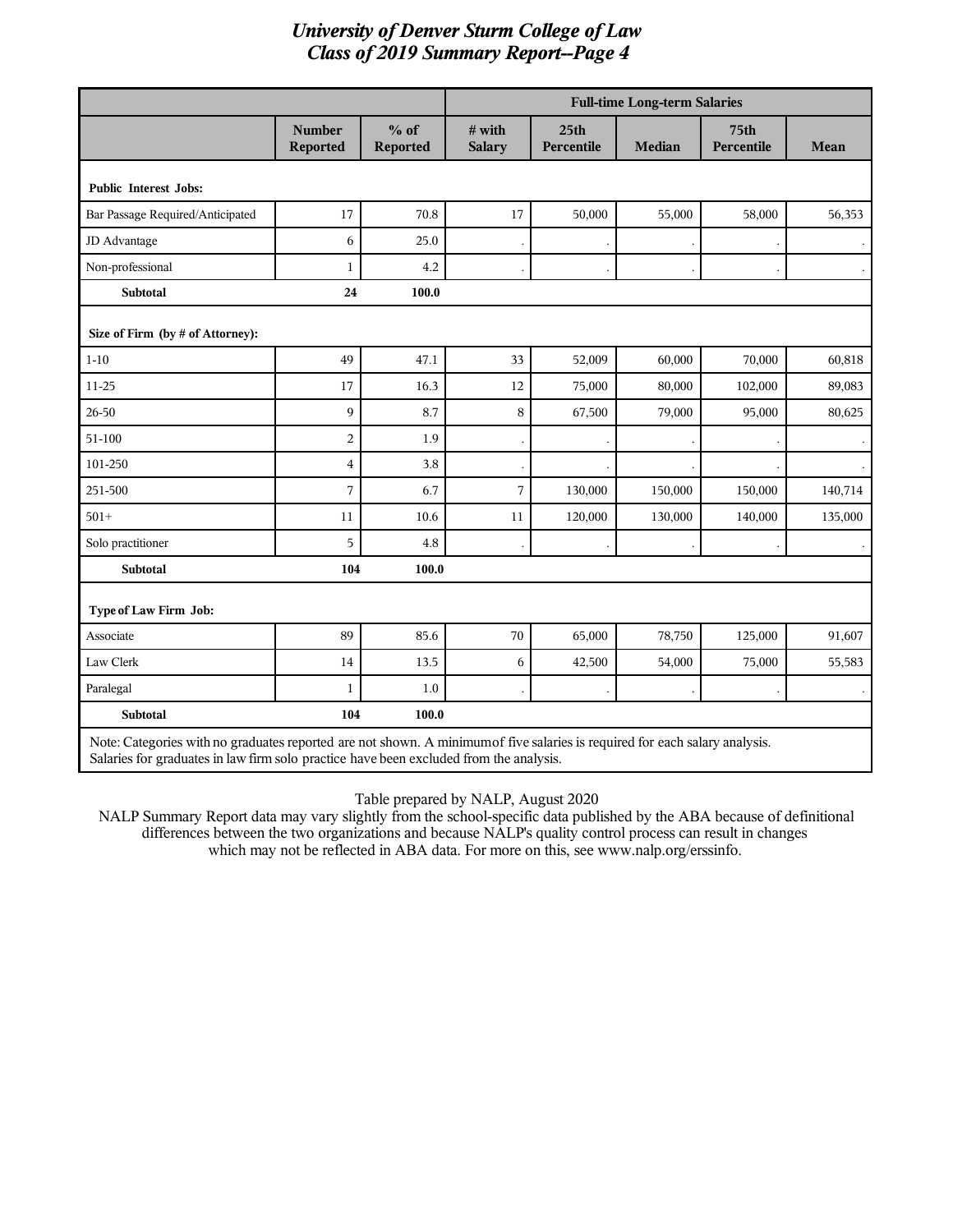# University of Denver Sturm College of Law
## Class of 2019 Summary Report--Page 4

| | | | Full-time Long-term Salaries | | | | |
|---|---|---|---|---|---|---|---|
| | Number Reported | % of Reported | # with Salary | 25th Percentile | Median | 75th Percentile | Mean |
| **Public Interest Jobs:** | | | | | | | |
| Bar Passage Required/Anticipated | 17 | 70.8 | 17 | 50,000 | 55,000 | 58,000 | 56,353 |
| JD Advantage | 6 | 25.0 | . | . | . | . | . |
| Non-professional | 1 | 4.2 | . | . | . | . | . |
| **Subtotal** | **24** | **100.0** | | | | | |
| **Size of Firm (by # of Attorney):** | | | | | | | |
| 1-10 | 49 | 47.1 | 33 | 52,009 | 60,000 | 70,000 | 60,818 |
| 11-25 | 17 | 16.3 | 12 | 75,000 | 80,000 | 102,000 | 89,083 |
| 26-50 | 9 | 8.7 | 8 | 67,500 | 79,000 | 95,000 | 80,625 |
| 51-100 | 2 | 1.9 | . | . | . | . | . |
| 101-250 | 4 | 3.8 | . | . | . | . | . |
| 251-500 | 7 | 6.7 | 7 | 130,000 | 150,000 | 150,000 | 140,714 |
| 501+ | 11 | 10.6 | 11 | 120,000 | 130,000 | 140,000 | 135,000 |
| Solo practitioner | 5 | 4.8 | . | . | . | . | . |
| **Subtotal** | **104** | **100.0** | | | | | |
| **Type of Law Firm Job:** | | | | | | | |
| Associate | 89 | 85.6 | 70 | 65,000 | 78,750 | 125,000 | 91,607 |
| Law Clerk | 14 | 13.5 | 6 | 42,500 | 54,000 | 75,000 | 55,583 |
| Paralegal | 1 | 1.0 | . | . | . | . | . |
| **Subtotal** | **104** | **100.0** | | | | | |

Note: Categories with no graduates reported are not shown. A minimum of five salaries is required for each salary analysis. Salaries for graduates in law firm solo practice have been excluded from the analysis.

Table prepared by NALP, August 2020
NALP Summary Report data may vary slightly from the school-specific data published by the ABA because of definitional differences between the two organizations and because NALP's quality control process can result in changes which may not be reflected in ABA data. For more on this, see www.nalp.org/erssinfo.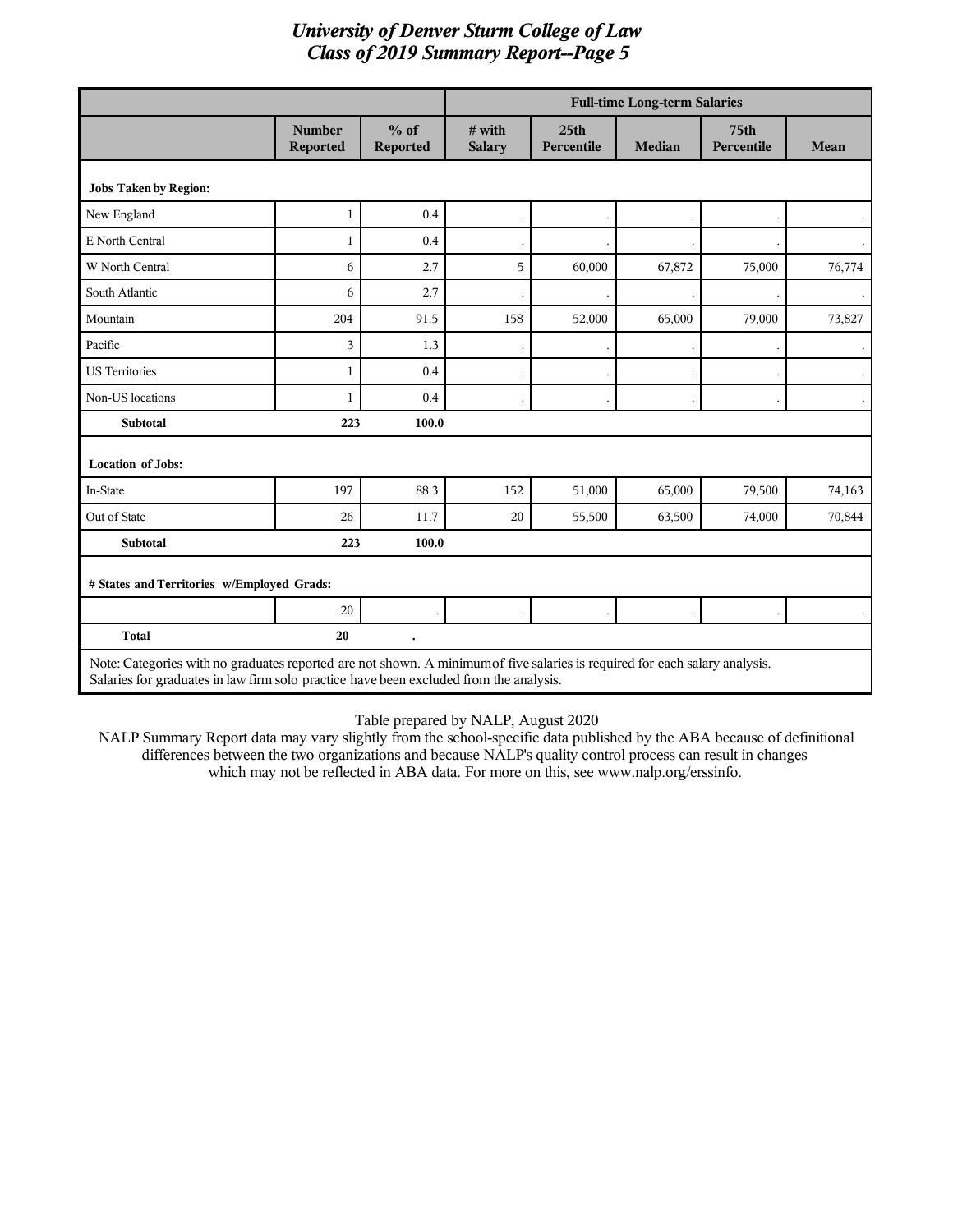# University of Denver Sturm College of Law
## Class of 2019 Summary Report--Page 5

| | | | Full-time Long-term Salaries | | | | |
|---|---|---|---|---|---|---|---|
| | Number Reported | % of Reported | # with Salary | 25th Percentile | Median | 75th Percentile | Mean |
| **Jobs Taken by Region:** | | | | | | | |
| New England | 1 | 0.4 | . | . | . | . | . |
| E North Central | 1 | 0.4 | . | . | . | . | . |
| W North Central | 6 | 2.7 | 5 | 60,000 | 67,872 | 75,000 | 76,774 |
| South Atlantic | 6 | 2.7 | . | . | . | . | . |
| Mountain | 204 | 91.5 | 158 | 52,000 | 65,000 | 79,000 | 73,827 |
| Pacific | 3 | 1.3 | . | . | . | . | . |
| US Territories | 1 | 0.4 | . | . | . | . | . |
| Non-US locations | 1 | 0.4 | . | . | . | . | . |
| **Subtotal** | **223** | **100.0** | | | | | |
| **Location of Jobs:** | | | | | | | |
| In-State | 197 | 88.3 | 152 | 51,000 | 65,000 | 79,500 | 74,163 |
| Out of State | 26 | 11.7 | 20 | 55,500 | 63,500 | 74,000 | 70,844 |
| **Subtotal** | **223** | **100.0** | | | | | |
| **# States and Territories w/Employed Grads:** | | | | | | | |
| | 20 | . | . | . | . | . | . |
| **Total** | **20** | **.** | | | | | |

Note: Categories with no graduates reported are not shown. A minimum of five salaries is required for each salary analysis. Salaries for graduates in law firm solo practice have been excluded from the analysis.

Table prepared by NALP, August 2020

NALP Summary Report data may vary slightly from the school-specific data published by the ABA because of definitional differences between the two organizations and because NALP's quality control process can result in changes which may not be reflected in ABA data. For more on this, see www.nalp.org/erssinfo.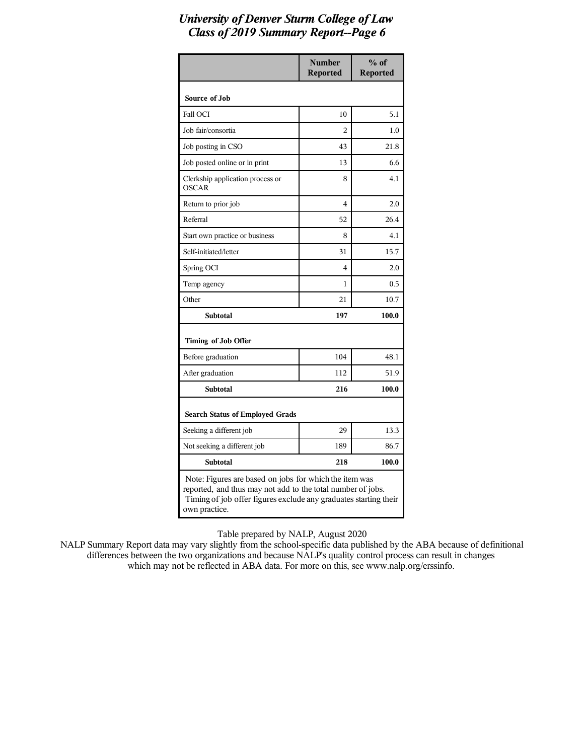# University of Denver Sturm College of Law
## Class of 2019 Summary Report--Page 6

| | Number Reported | % of Reported |
|---|---|---|
| **Source of Job** | | |
| Fall OCI | 10 | 5.1 |
| Job fair/consortia | 2 | 1.0 |
| Job posting in CSO | 43 | 21.8 |
| Job posted online or in print | 13 | 6.6 |
| Clerkship application process or OSCAR | 8 | 4.1 |
| Return to prior job | 4 | 2.0 |
| Referral | 52 | 26.4 |
| Start own practice or business | 8 | 4.1 |
| Self-initiated/letter | 31 | 15.7 |
| Spring OCI | 4 | 2.0 |
| Temp agency | 1 | 0.5 |
| Other | 21 | 10.7 |
| **Subtotal** | **197** | **100.0** |
| **Timing of Job Offer** | | |
| Before graduation | 104 | 48.1 |
| After graduation | 112 | 51.9 |
| **Subtotal** | **216** | **100.0** |
| **Search Status of Employed Grads** | | |
| Seeking a different job | 29 | 13.3 |
| Not seeking a different job | 189 | 86.7 |
| **Subtotal** | **218** | **100.0** |

Note: Figures are based on jobs for which the item was reported, and thus may not add to the total number of jobs. Timing of job offer figures exclude any graduates starting their own practice.

Table prepared by NALP, August 2020

NALP Summary Report data may vary slightly from the school-specific data published by the ABA because of definitional differences between the two organizations and because NALP's quality control process can result in changes which may not be reflected in ABA data. For more on this, see www.nalp.org/erssinfo.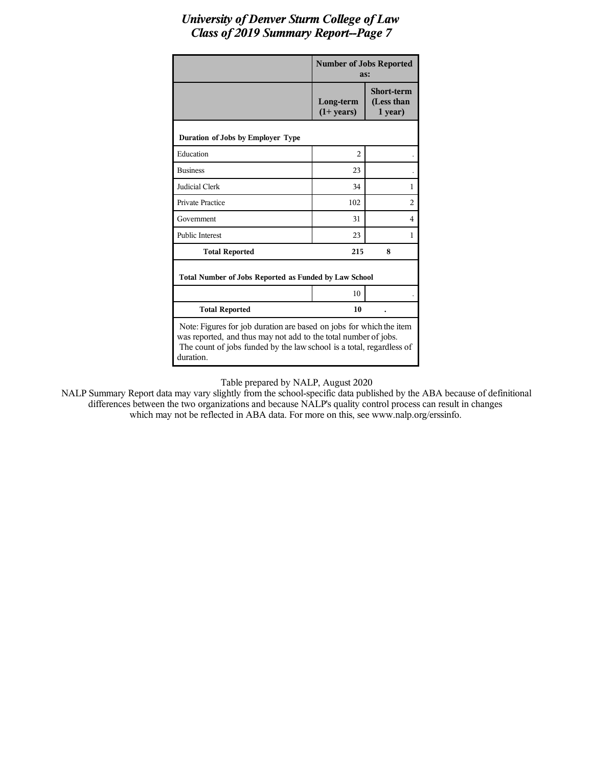# University of Denver Sturm College of Law
## Class of 2019 Summary Report--Page 7

| | Number of Jobs Reported as: | |
|---|---|---|
| | Long-term (1+ years) | Short-term (Less than 1 year) |
| **Duration of Jobs by Employer Type** | | |
| Education | 2 | . |
| Business | 23 | . |
| Judicial Clerk | 34 | 1 |
| Private Practice | 102 | 2 |
| Government | 31 | 4 |
| Public Interest | 23 | 1 |
| **Total Reported** | **215** | **8** |
| **Total Number of Jobs Reported as Funded by Law School** | | |
| | 10 | . |
| **Total Reported** | **10** | **.** |

Note: Figures for job duration are based on jobs for which the item was reported, and thus may not add to the total number of jobs. The count of jobs funded by the law school is a total, regardless of duration.

Table prepared by NALP, August 2020

NALP Summary Report data may vary slightly from the school-specific data published by the ABA because of definitional differences between the two organizations and because NALP's quality control process can result in changes which may not be reflected in ABA data. For more on this, see www.nalp.org/erssinfo.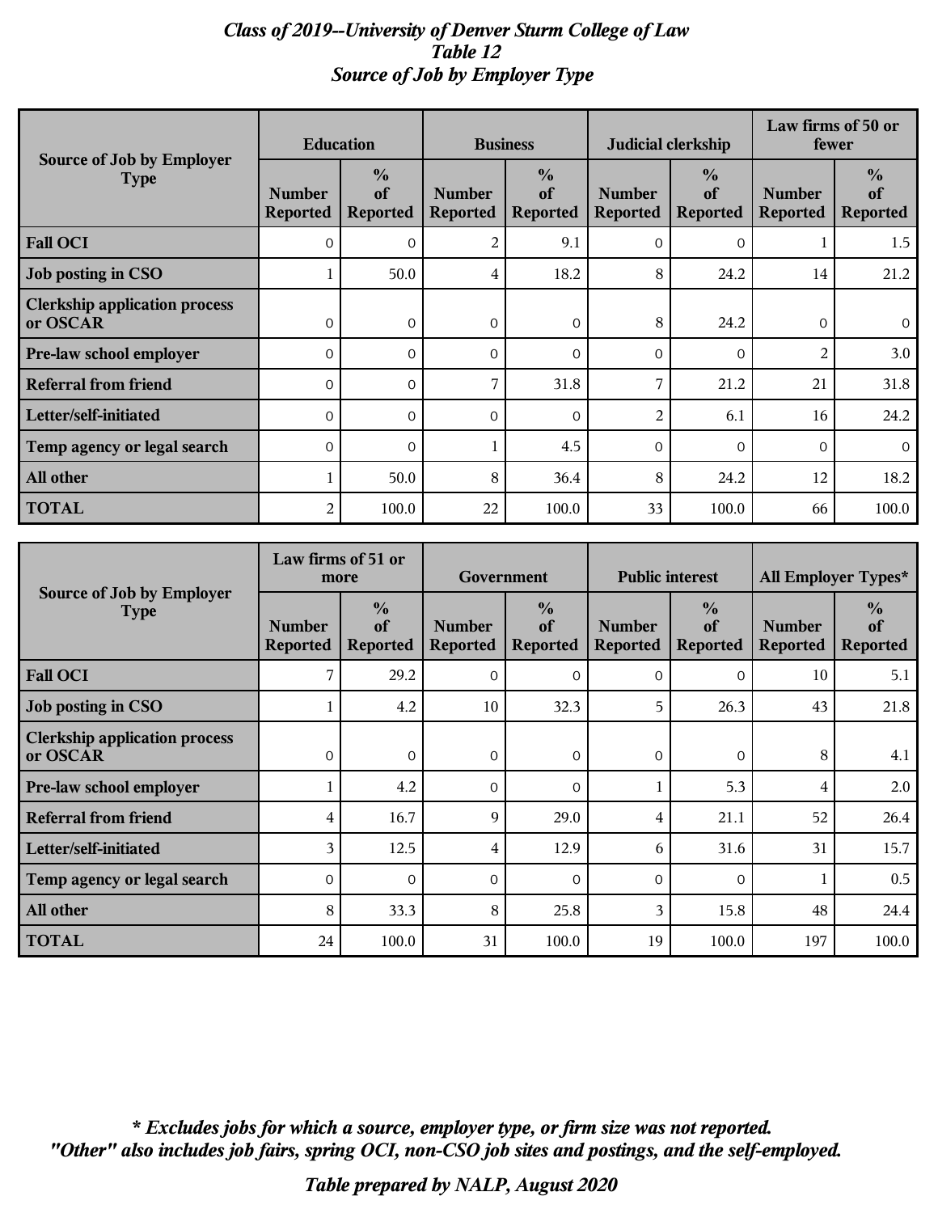# *Class of 2019--University of Denver Sturm College of Law*
## *Table 12*
## *Source of Job by Employer Type*

| Source of Job by Employer Type | Education | | Business | | Judicial clerkship | | Law firms of 50 or fewer | |
|---|---|---|---|---|---|---|---|---|
| | Number Reported | % of Reported | Number Reported | % of Reported | Number Reported | % of Reported | Number Reported | % of Reported |
| **Fall OCI** | 0 | 0 | 2 | 9.1 | 0 | 0 | 1 | 1.5 |
| **Job posting in CSO** | 1 | 50.0 | 4 | 18.2 | 8 | 24.2 | 14 | 21.2 |
| **Clerkship application process or OSCAR** | 0 | 0 | 0 | 0 | 8 | 24.2 | 0 | 0 |
| **Pre-law school employer** | 0 | 0 | 0 | 0 | 0 | 0 | 2 | 3.0 |
| **Referral from friend** | 0 | 0 | 7 | 31.8 | 7 | 21.2 | 21 | 31.8 |
| **Letter/self-initiated** | 0 | 0 | 0 | 0 | 2 | 6.1 | 16 | 24.2 |
| **Temp agency or legal search** | 0 | 0 | 1 | 4.5 | 0 | 0 | 0 | 0 |
| **All other** | 1 | 50.0 | 8 | 36.4 | 8 | 24.2 | 12 | 18.2 |
| **TOTAL** | 2 | 100.0 | 22 | 100.0 | 33 | 100.0 | 66 | 100.0 |

| Source of Job by Employer Type | Law firms of 51 or more | | Government | | Public interest | | All Employer Types* | |
|---|---|---|---|---|---|---|---|---|
| | Number Reported | % of Reported | Number Reported | % of Reported | Number Reported | % of Reported | Number Reported | % of Reported |
| **Fall OCI** | 7 | 29.2 | 0 | 0 | 0 | 0 | 10 | 5.1 |
| **Job posting in CSO** | 1 | 4.2 | 10 | 32.3 | 5 | 26.3 | 43 | 21.8 |
| **Clerkship application process or OSCAR** | 0 | 0 | 0 | 0 | 0 | 0 | 8 | 4.1 |
| **Pre-law school employer** | 1 | 4.2 | 0 | 0 | 1 | 5.3 | 4 | 2.0 |
| **Referral from friend** | 4 | 16.7 | 9 | 29.0 | 4 | 21.1 | 52 | 26.4 |
| **Letter/self-initiated** | 3 | 12.5 | 4 | 12.9 | 6 | 31.6 | 31 | 15.7 |
| **Temp agency or legal search** | 0 | 0 | 0 | 0 | 0 | 0 | 1 | 0.5 |
| **All other** | 8 | 33.3 | 8 | 25.8 | 3 | 15.8 | 48 | 24.4 |
| **TOTAL** | 24 | 100.0 | 31 | 100.0 | 19 | 100.0 | 197 | 100.0 |

***\* Excludes jobs for which a source, employer type, or firm size was not reported.***
***"Other" also includes job fairs, spring OCI, non-CSO job sites and postings, and the self-employed.***

***Table prepared by NALP, August 2020***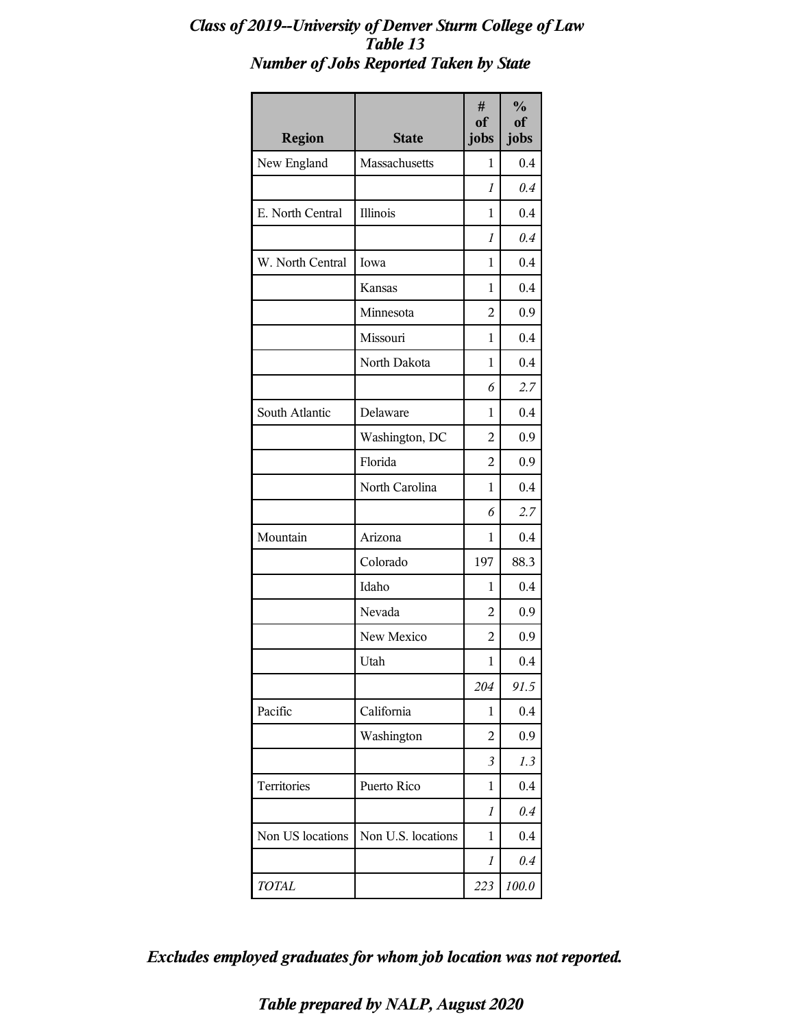## *Class of 2019--University of Denver Sturm College of Law*
## *Table 13*
## *Number of Jobs Reported Taken by State*

| Region | State | # of jobs | % of jobs |
|---|---|---|---|
| New England | Massachusetts | 1 | 0.4 |
| | | *1* | *0.4* |
| E. North Central | Illinois | 1 | 0.4 |
| | | *1* | *0.4* |
| W. North Central | Iowa | 1 | 0.4 |
| | Kansas | 1 | 0.4 |
| | Minnesota | 2 | 0.9 |
| | Missouri | 1 | 0.4 |
| | North Dakota | 1 | 0.4 |
| | | *6* | *2.7* |
| South Atlantic | Delaware | 1 | 0.4 |
| | Washington, DC | 2 | 0.9 |
| | Florida | 2 | 0.9 |
| | North Carolina | 1 | 0.4 |
| | | *6* | *2.7* |
| Mountain | Arizona | 1 | 0.4 |
| | Colorado | 197 | 88.3 |
| | Idaho | 1 | 0.4 |
| | Nevada | 2 | 0.9 |
| | New Mexico | 2 | 0.9 |
| | Utah | 1 | 0.4 |
| | | *204* | *91.5* |
| Pacific | California | 1 | 0.4 |
| | Washington | 2 | 0.9 |
| | | *3* | *1.3* |
| Territories | Puerto Rico | 1 | 0.4 |
| | | *1* | *0.4* |
| Non US locations | Non U.S. locations | 1 | 0.4 |
| | | *1* | *0.4* |
| *TOTAL* | | *223* | *100.0* |

***Excludes employed graduates for whom job location was not reported.***

***Table prepared by NALP, August 2020***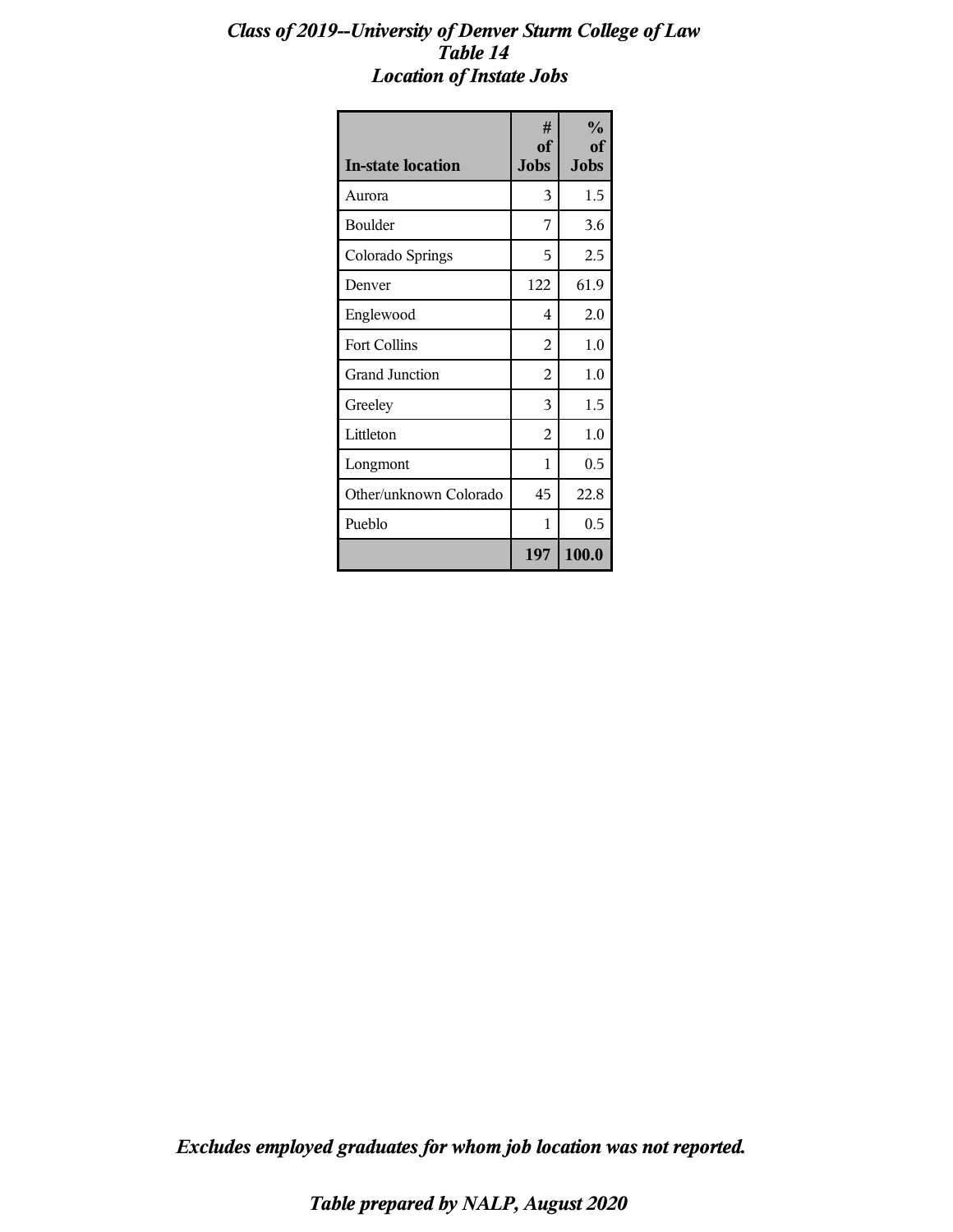***Class of 2019--University of Denver Sturm College of Law***
***Table 14***
***Location of Instate Jobs***

| In-state location | # of Jobs | % of Jobs |
|---|---|---|
| Aurora | 3 | 1.5 |
| Boulder | 7 | 3.6 |
| Colorado Springs | 5 | 2.5 |
| Denver | 122 | 61.9 |
| Englewood | 4 | 2.0 |
| Fort Collins | 2 | 1.0 |
| Grand Junction | 2 | 1.0 |
| Greeley | 3 | 1.5 |
| Littleton | 2 | 1.0 |
| Longmont | 1 | 0.5 |
| Other/unknown Colorado | 45 | 22.8 |
| Pueblo | 1 | 0.5 |
| | **197** | **100.0** |

***Excludes employed graduates for whom job location was not reported.***

***Table prepared by NALP, August 2020***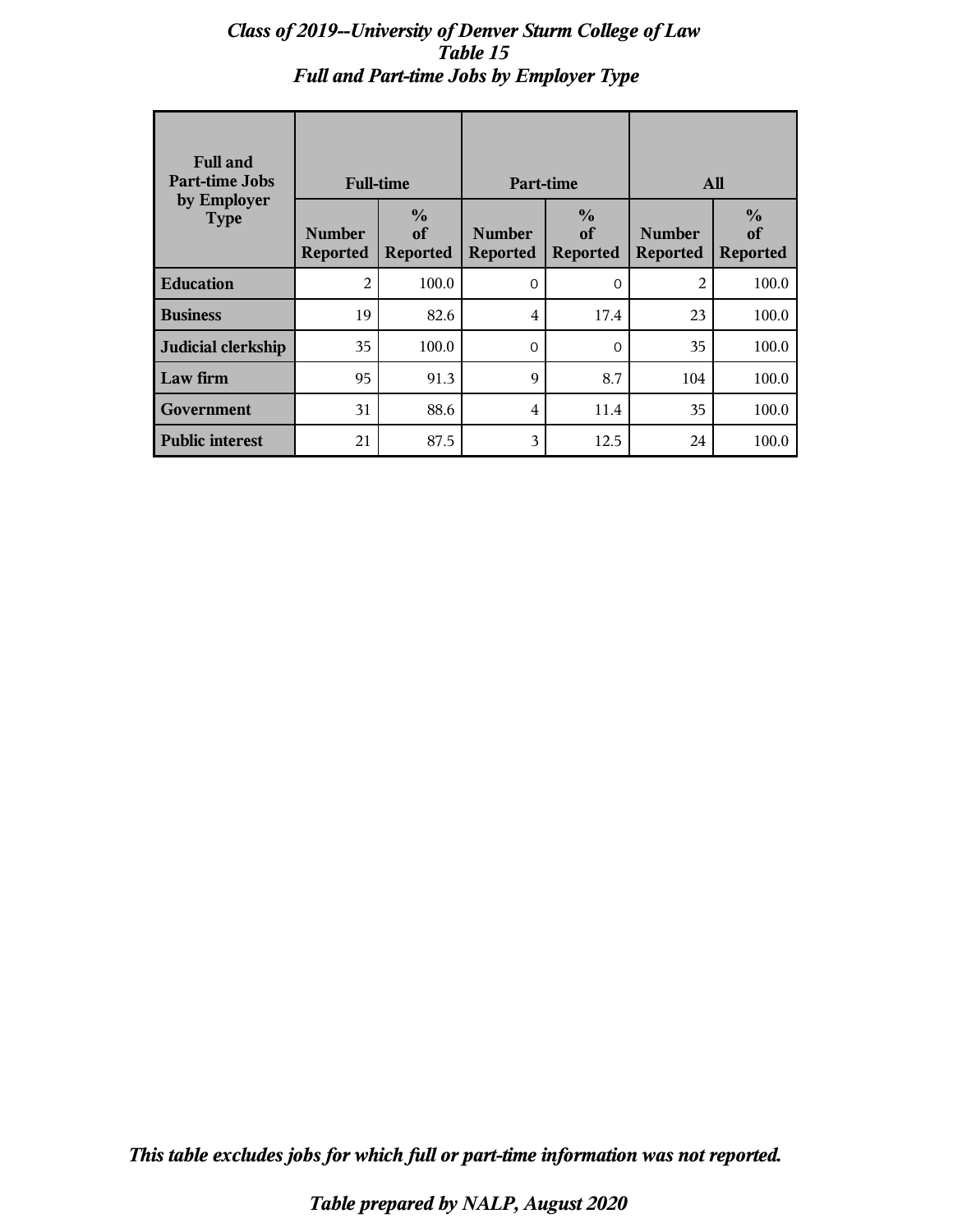*Class of 2019--University of Denver Sturm College of Law*
*Table 15*
*Full and Part-time Jobs by Employer Type*

| Full and Part-time Jobs by Employer Type | Full-time | | Part-time | | All | |
|---|---|---|---|---|---|---|
| | Number Reported | % of Reported | Number Reported | % of Reported | Number Reported | % of Reported |
| **Education** | 2 | 100.0 | 0 | 0 | 2 | 100.0 |
| **Business** | 19 | 82.6 | 4 | 17.4 | 23 | 100.0 |
| **Judicial clerkship** | 35 | 100.0 | 0 | 0 | 35 | 100.0 |
| **Law firm** | 95 | 91.3 | 9 | 8.7 | 104 | 100.0 |
| **Government** | 31 | 88.6 | 4 | 11.4 | 35 | 100.0 |
| **Public interest** | 21 | 87.5 | 3 | 12.5 | 24 | 100.0 |

***This table excludes jobs for which full or part-time information was not reported.***

***Table prepared by NALP, August 2020***